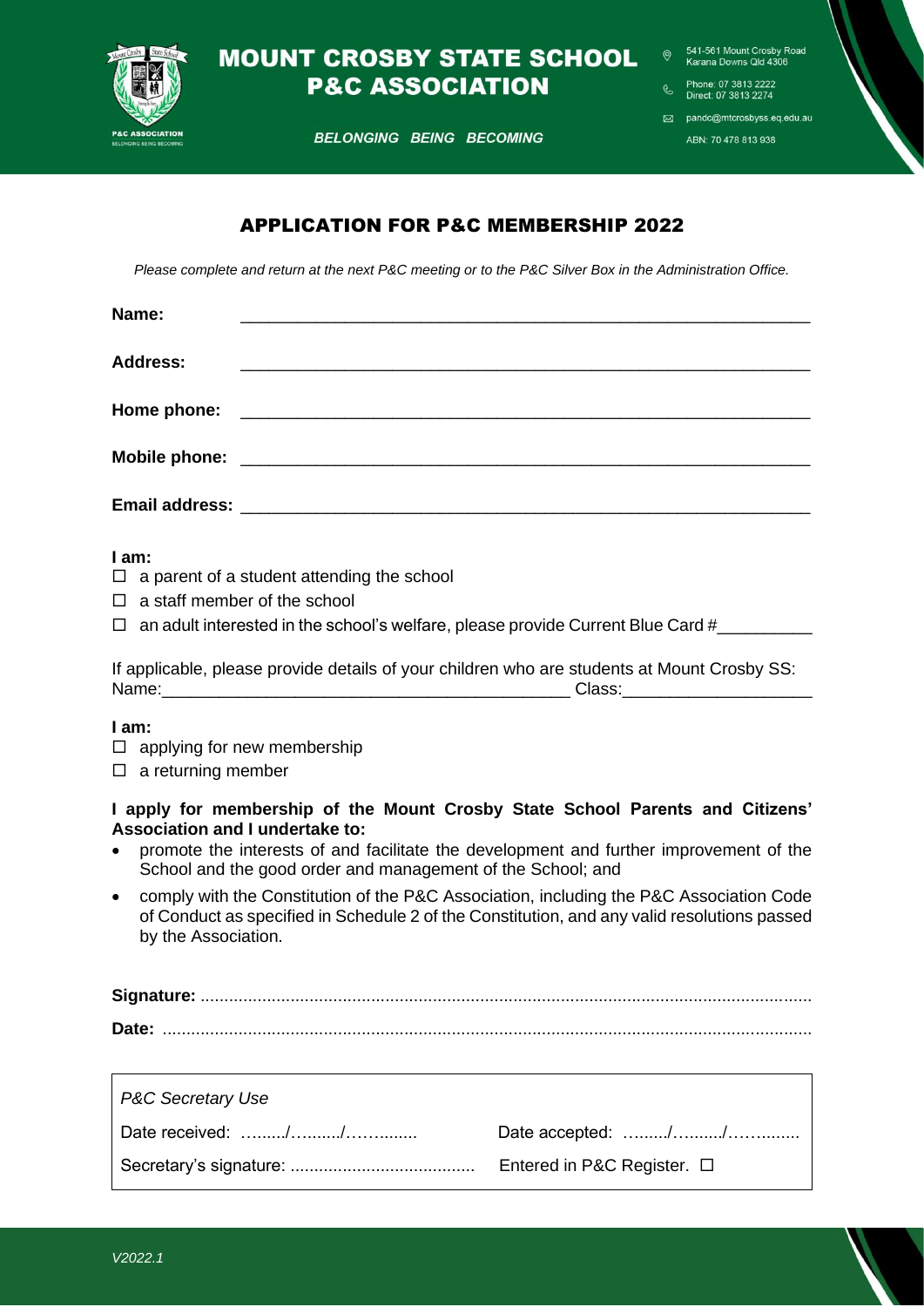# MOUNT CROSBY STATE SCHOOL P&C ASSOCIATION

*BELONGING BEING BECOMING*

541-561 Mount Crosby Road
Karana Downs Qld 4306

Phone: 07 3813 2222
Direct: 07 3813 2274

pandc@mtcrosbyss.eq.edu.au

ABN: 70 478 813 938

## APPLICATION FOR P&C MEMBERSHIP 2022

*Please complete and return at the next P&C meeting or to the P&C Silver Box in the Administration Office.*

**Name:** ____________________________________________________________

**Address:** ____________________________________________________________

**Home phone:** ____________________________________________________________

**Mobile phone:** ____________________________________________________________

**Email address:** ____________________________________________________________

**I am:**

- ☐ a parent of a student attending the school
- ☐ a staff member of the school
- ☐ an adult interested in the school's welfare, please provide Current Blue Card #__________

If applicable, please provide details of your children who are students at Mount Crosby SS:
Name:____________________________________________ Class:____________________

**I am:**

- ☐ applying for new membership
- ☐ a returning member

**I apply for membership of the Mount Crosby State School Parents and Citizens' Association and I undertake to:**

- promote the interests of and facilitate the development and further improvement of the School and the good order and management of the School; and
- comply with the Constitution of the P&C Association, including the P&C Association Code of Conduct as specified in Schedule 2 of the Constitution, and any valid resolutions passed by the Association.

**Signature:** ....................................................................................................................................

**Date:** ..........................................................................................................................................

| *P&C Secretary Use* | |
|---|---|
| Date received: ……../……..../……........ | Date accepted: ……../……..../……........ |
| Secretary's signature: ....................................... | Entered in P&C Register. ☐ |

*V2022.1*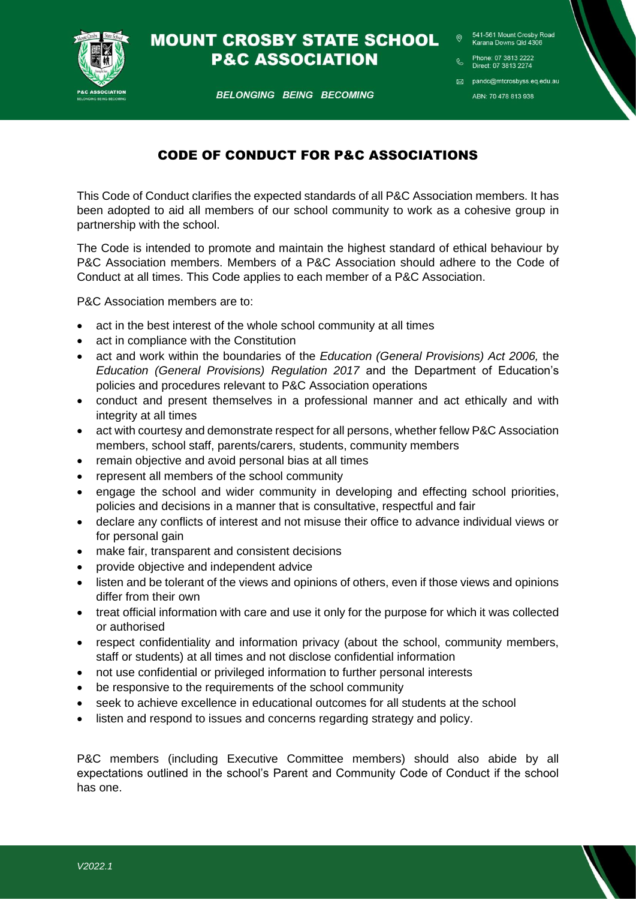# CODE OF CONDUCT FOR P&C ASSOCIATIONS

This Code of Conduct clarifies the expected standards of all P&C Association members. It has been adopted to aid all members of our school community to work as a cohesive group in partnership with the school.

The Code is intended to promote and maintain the highest standard of ethical behaviour by P&C Association members. Members of a P&C Association should adhere to the Code of Conduct at all times. This Code applies to each member of a P&C Association.

P&C Association members are to:

- act in the best interest of the whole school community at all times
- act in compliance with the Constitution
- act and work within the boundaries of the *Education (General Provisions) Act 2006,* the *Education (General Provisions) Regulation 2017* and the Department of Education's policies and procedures relevant to P&C Association operations
- conduct and present themselves in a professional manner and act ethically and with integrity at all times
- act with courtesy and demonstrate respect for all persons, whether fellow P&C Association members, school staff, parents/carers, students, community members
- remain objective and avoid personal bias at all times
- represent all members of the school community
- engage the school and wider community in developing and effecting school priorities, policies and decisions in a manner that is consultative, respectful and fair
- declare any conflicts of interest and not misuse their office to advance individual views or for personal gain
- make fair, transparent and consistent decisions
- provide objective and independent advice
- listen and be tolerant of the views and opinions of others, even if those views and opinions differ from their own
- treat official information with care and use it only for the purpose for which it was collected or authorised
- respect confidentiality and information privacy (about the school, community members, staff or students) at all times and not disclose confidential information
- not use confidential or privileged information to further personal interests
- be responsive to the requirements of the school community
- seek to achieve excellence in educational outcomes for all students at the school
- listen and respond to issues and concerns regarding strategy and policy.

P&C members (including Executive Committee members) should also abide by all expectations outlined in the school's Parent and Community Code of Conduct if the school has one.